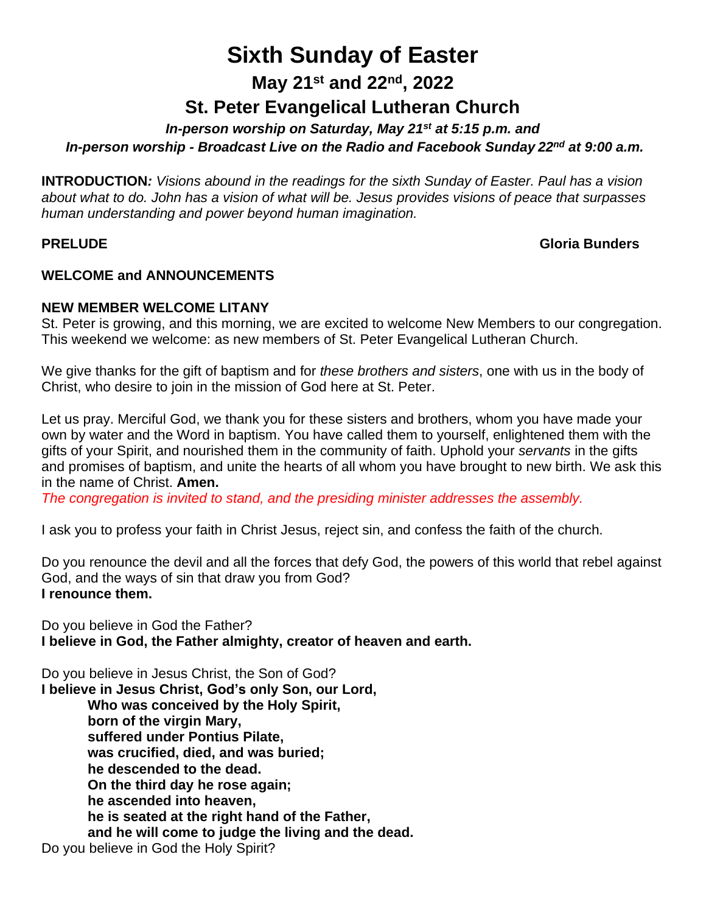# Sixth Sunday of Easter

## May 21st and 22nd, 2022

## St. Peter Evangelical Lutheran Church

***In-person worship on Saturday, May 21st at 5:15 p.m. and***
***In-person worship - Broadcast Live on the Radio and Facebook Sunday 22nd at 9:00 a.m.***

**INTRODUCTION***: Visions abound in the readings for the sixth Sunday of Easter. Paul has a vision about what to do. John has a vision of what will be. Jesus provides visions of peace that surpasses human understanding and power beyond human imagination.*

**PRELUDE** **Gloria Bunders**

**WELCOME and ANNOUNCEMENTS**

**NEW MEMBER WELCOME LITANY**
St. Peter is growing, and this morning, we are excited to welcome New Members to our congregation. This weekend we welcome: as new members of St. Peter Evangelical Lutheran Church.

We give thanks for the gift of baptism and for *these brothers and sisters*, one with us in the body of Christ, who desire to join in the mission of God here at St. Peter.

Let us pray. Merciful God, we thank you for these sisters and brothers, whom you have made your own by water and the Word in baptism. You have called them to yourself, enlightened them with the gifts of your Spirit, and nourished them in the community of faith. Uphold your *servants* in the gifts and promises of baptism, and unite the hearts of all whom you have brought to new birth. We ask this in the name of Christ. **Amen.**
*The congregation is invited to stand, and the presiding minister addresses the assembly.*

I ask you to profess your faith in Christ Jesus, reject sin, and confess the faith of the church.

Do you renounce the devil and all the forces that defy God, the powers of this world that rebel against God, and the ways of sin that draw you from God?
**I renounce them.**

Do you believe in God the Father?
**I believe in God, the Father almighty, creator of heaven and earth.**

Do you believe in Jesus Christ, the Son of God?
**I believe in Jesus Christ, God's only Son, our Lord,**
**Who was conceived by the Holy Spirit,**
**born of the virgin Mary,**
**suffered under Pontius Pilate,**
**was crucified, died, and was buried;**
**he descended to the dead.**
**On the third day he rose again;**
**he ascended into heaven,**
**he is seated at the right hand of the Father,**
**and he will come to judge the living and the dead.**
Do you believe in God the Holy Spirit?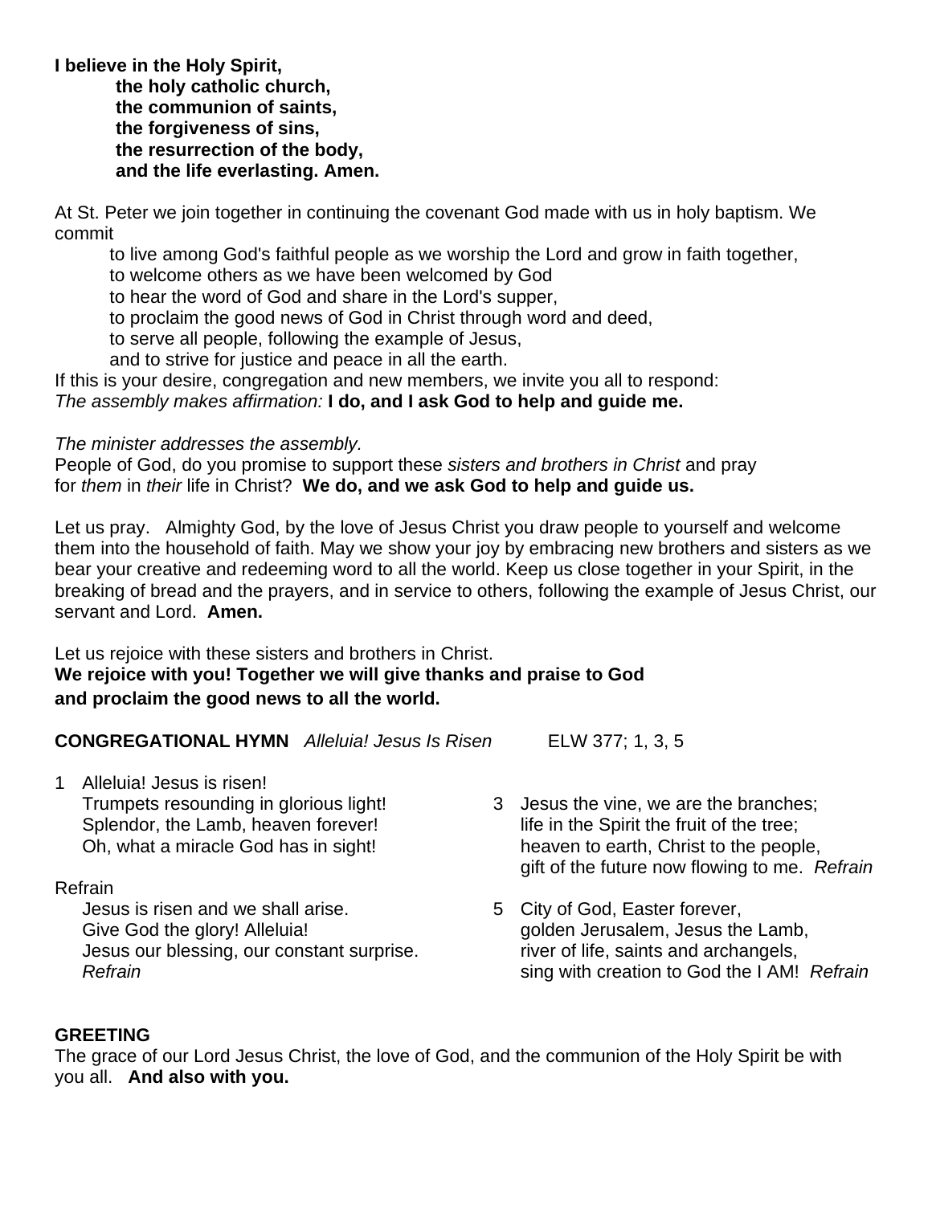**I believe in the Holy Spirit,**
**the holy catholic church,**
**the communion of saints,**
**the forgiveness of sins,**
**the resurrection of the body,**
**and the life everlasting. Amen.**

At St. Peter we join together in continuing the covenant God made with us in holy baptism. We commit

to live among God's faithful people as we worship the Lord and grow in faith together,
to welcome others as we have been welcomed by God
to hear the word of God and share in the Lord's supper,
to proclaim the good news of God in Christ through word and deed,
to serve all people, following the example of Jesus,
and to strive for justice and peace in all the earth.

If this is your desire, congregation and new members, we invite you all to respond:
*The assembly makes affirmation:* **I do, and I ask God to help and guide me.**

*The minister addresses the assembly.*
People of God, do you promise to support these *sisters and brothers in Christ* and pray for *them* in *their* life in Christ? **We do, and we ask God to help and guide us.**

Let us pray. Almighty God, by the love of Jesus Christ you draw people to yourself and welcome them into the household of faith. May we show your joy by embracing new brothers and sisters as we bear your creative and redeeming word to all the world. Keep us close together in your Spirit, in the breaking of bread and the prayers, and in service to others, following the example of Jesus Christ, our servant and Lord. **Amen.**

Let us rejoice with these sisters and brothers in Christ.
**We rejoice with you! Together we will give thanks and praise to God and proclaim the good news to all the world.**

**CONGREGATIONAL HYMN** *Alleluia! Jesus Is Risen* ELW 377; 1, 3, 5

1 Alleluia! Jesus is risen!
Trumpets resounding in glorious light!
Splendor, the Lamb, heaven forever!
Oh, what a miracle God has in sight!

Refrain
Jesus is risen and we shall arise.
Give God the glory! Alleluia!
Jesus our blessing, our constant surprise.
*Refrain*

3 Jesus the vine, we are the branches;
life in the Spirit the fruit of the tree;
heaven to earth, Christ to the people,
gift of the future now flowing to me. *Refrain*

5 City of God, Easter forever,
golden Jerusalem, Jesus the Lamb,
river of life, saints and archangels,
sing with creation to God the I AM! *Refrain*

**GREETING**
The grace of our Lord Jesus Christ, the love of God, and the communion of the Holy Spirit be with you all. **And also with you.**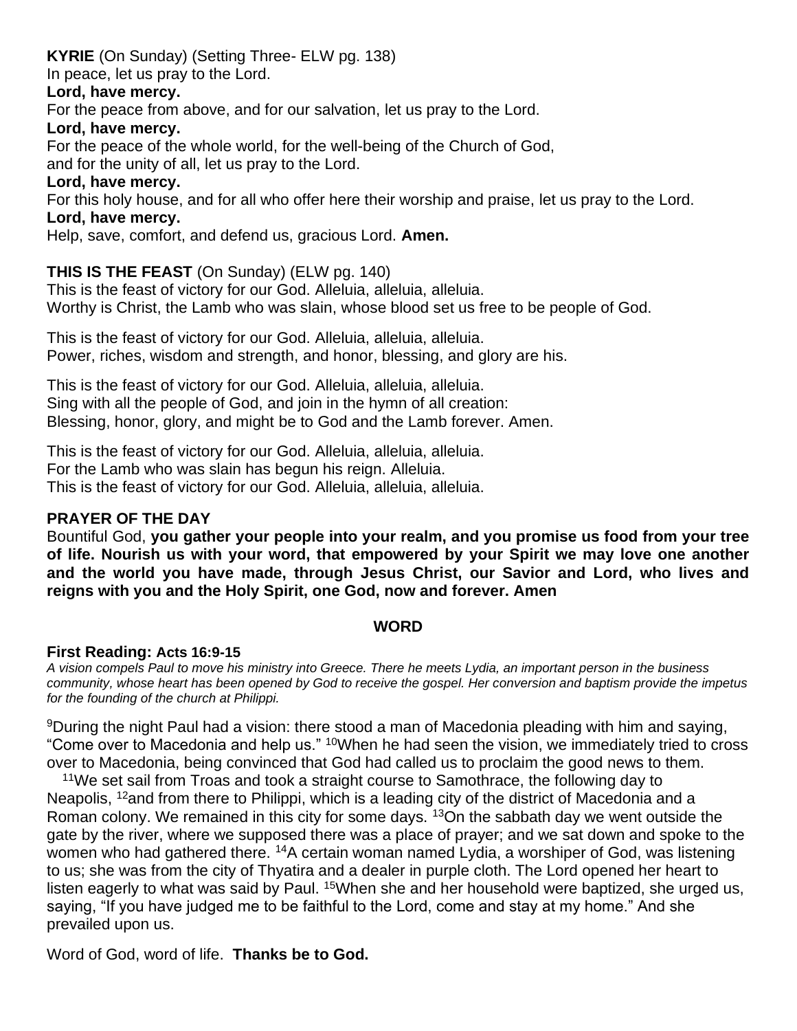**KYRIE** (On Sunday) (Setting Three- ELW pg. 138)
In peace, let us pray to the Lord.
**Lord, have mercy.**
For the peace from above, and for our salvation, let us pray to the Lord.
**Lord, have mercy.**
For the peace of the whole world, for the well-being of the Church of God,
and for the unity of all, let us pray to the Lord.
**Lord, have mercy.**
For this holy house, and for all who offer here their worship and praise, let us pray to the Lord.
**Lord, have mercy.**
Help, save, comfort, and defend us, gracious Lord. **Amen.**

**THIS IS THE FEAST** (On Sunday) (ELW pg. 140)
This is the feast of victory for our God. Alleluia, alleluia, alleluia.
Worthy is Christ, the Lamb who was slain, whose blood set us free to be people of God.

This is the feast of victory for our God. Alleluia, alleluia, alleluia.
Power, riches, wisdom and strength, and honor, blessing, and glory are his.

This is the feast of victory for our God. Alleluia, alleluia, alleluia.
Sing with all the people of God, and join in the hymn of all creation:
Blessing, honor, glory, and might be to God and the Lamb forever. Amen.

This is the feast of victory for our God. Alleluia, alleluia, alleluia.
For the Lamb who was slain has begun his reign. Alleluia.
This is the feast of victory for our God. Alleluia, alleluia, alleluia.

**PRAYER OF THE DAY**
Bountiful God, **you gather your people into your realm, and you promise us food from your tree of life. Nourish us with your word, that empowered by your Spirit we may love one another and the world you have made, through Jesus Christ, our Savior and Lord, who lives and reigns with you and the Holy Spirit, one God, now and forever. Amen**

## WORD

**First Reading: Acts 16:9-15**
*A vision compels Paul to move his ministry into Greece. There he meets Lydia, an important person in the business community, whose heart has been opened by God to receive the gospel. Her conversion and baptism provide the impetus for the founding of the church at Philippi.*

[9]During the night Paul had a vision: there stood a man of Macedonia pleading with him and saying, "Come over to Macedonia and help us." [10]When he had seen the vision, we immediately tried to cross over to Macedonia, being convinced that God had called us to proclaim the good news to them.
[11]We set sail from Troas and took a straight course to Samothrace, the following day to Neapolis, [12]and from there to Philippi, which is a leading city of the district of Macedonia and a Roman colony. We remained in this city for some days. [13]On the sabbath day we went outside the gate by the river, where we supposed there was a place of prayer; and we sat down and spoke to the women who had gathered there. [14]A certain woman named Lydia, a worshiper of God, was listening to us; she was from the city of Thyatira and a dealer in purple cloth. The Lord opened her heart to listen eagerly to what was said by Paul. [15]When she and her household were baptized, she urged us, saying, "If you have judged me to be faithful to the Lord, come and stay at my home." And she prevailed upon us.

Word of God, word of life. **Thanks be to God.**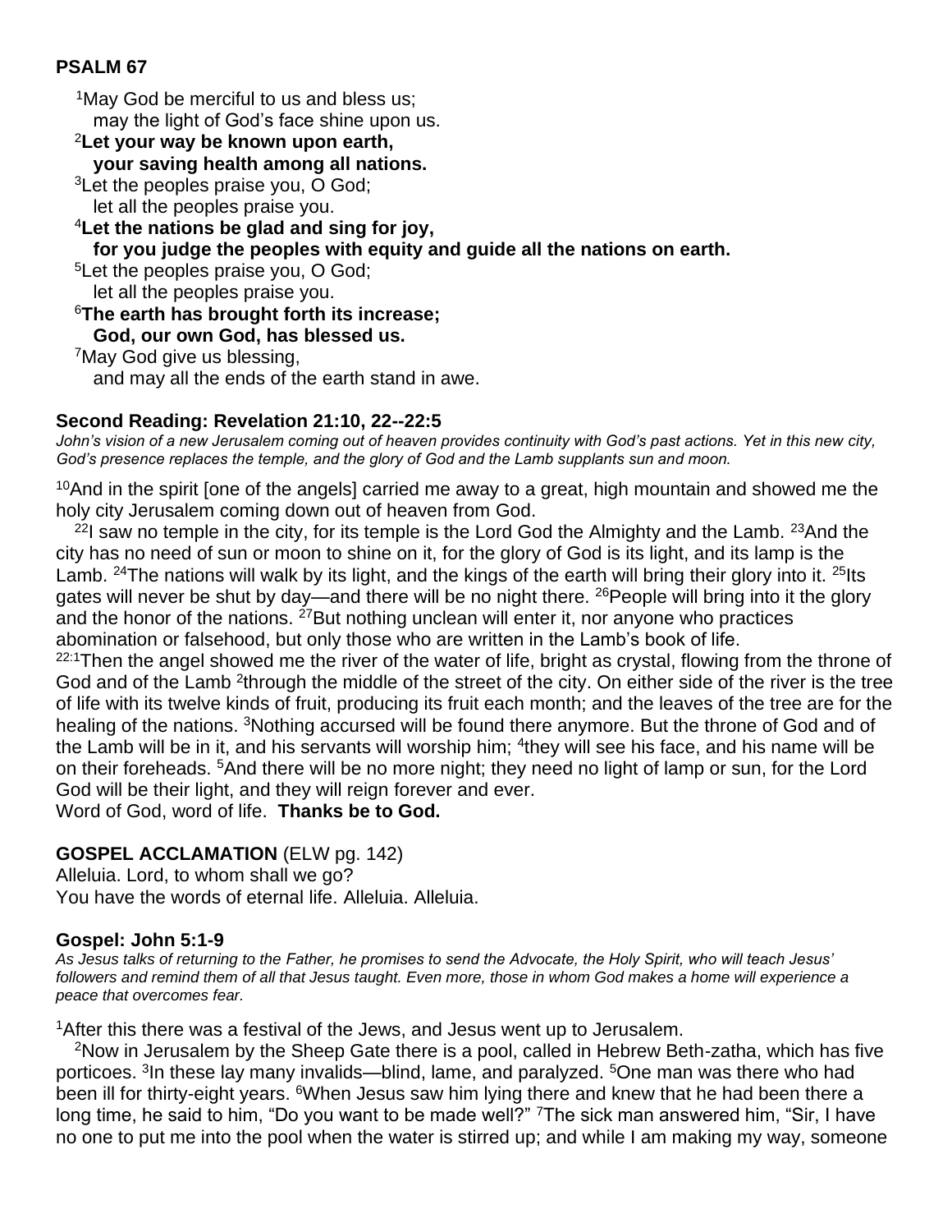## PSALM 67

[1]May God be merciful to us and bless us;
may the light of God's face shine upon us.
[2]**Let your way be known upon earth,**
**your saving health among all nations.**
[3]Let the peoples praise you, O God;
let all the peoples praise you.
[4]**Let the nations be glad and sing for joy,**
**for you judge the peoples with equity and guide all the nations on earth.**
[5]Let the peoples praise you, O God;
let all the peoples praise you.
[6]**The earth has brought forth its increase;**
**God, our own God, has blessed us.**
[7]May God give us blessing,
and may all the ends of the earth stand in awe.

## Second Reading: Revelation 21:10, 22--22:5

*John's vision of a new Jerusalem coming out of heaven provides continuity with God's past actions. Yet in this new city, God's presence replaces the temple, and the glory of God and the Lamb supplants sun and moon.*

[10]And in the spirit [one of the angels] carried me away to a great, high mountain and showed me the holy city Jerusalem coming down out of heaven from God.

[22]I saw no temple in the city, for its temple is the Lord God the Almighty and the Lamb. [23]And the city has no need of sun or moon to shine on it, for the glory of God is its light, and its lamp is the Lamb. [24]The nations will walk by its light, and the kings of the earth will bring their glory into it. [25]Its gates will never be shut by day—and there will be no night there. [26]People will bring into it the glory and the honor of the nations. [27]But nothing unclean will enter it, nor anyone who practices abomination or falsehood, but only those who are written in the Lamb's book of life.
[22:1]Then the angel showed me the river of the water of life, bright as crystal, flowing from the throne of God and of the Lamb [2]through the middle of the street of the city. On either side of the river is the tree of life with its twelve kinds of fruit, producing its fruit each month; and the leaves of the tree are for the healing of the nations. [3]Nothing accursed will be found there anymore. But the throne of God and of the Lamb will be in it, and his servants will worship him; [4]they will see his face, and his name will be on their foreheads. [5]And there will be no more night; they need no light of lamp or sun, for the Lord God will be their light, and they will reign forever and ever.
Word of God, word of life. **Thanks be to God.**

## GOSPEL ACCLAMATION (ELW pg. 142)

Alleluia. Lord, to whom shall we go?
You have the words of eternal life. Alleluia. Alleluia.

## Gospel: John 5:1-9

*As Jesus talks of returning to the Father, he promises to send the Advocate, the Holy Spirit, who will teach Jesus' followers and remind them of all that Jesus taught. Even more, those in whom God makes a home will experience a peace that overcomes fear.*

[1]After this there was a festival of the Jews, and Jesus went up to Jerusalem.

[2]Now in Jerusalem by the Sheep Gate there is a pool, called in Hebrew Beth-zatha, which has five porticoes. [3]In these lay many invalids—blind, lame, and paralyzed. [5]One man was there who had been ill for thirty-eight years. [6]When Jesus saw him lying there and knew that he had been there a long time, he said to him, "Do you want to be made well?" [7]The sick man answered him, "Sir, I have no one to put me into the pool when the water is stirred up; and while I am making my way, someone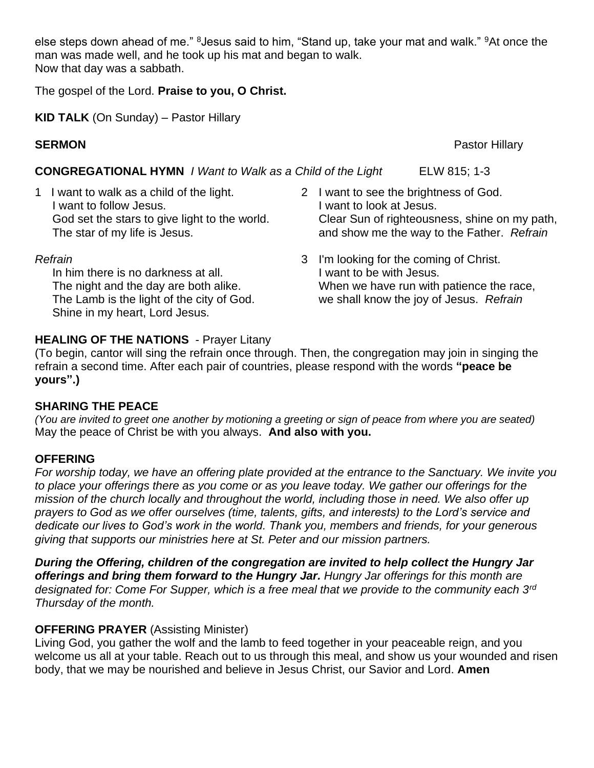else steps down ahead of me." [8]Jesus said to him, "Stand up, take your mat and walk." [9]At once the man was made well, and he took up his mat and began to walk.
Now that day was a sabbath.

The gospel of the Lord. **Praise to you, O Christ.**

**KID TALK** (On Sunday) – Pastor Hillary

**SERMON** Pastor Hillary

**CONGREGATIONAL HYMN** *I Want to Walk as a Child of the Light* ELW 815; 1-3

1 I want to walk as a child of the light.
I want to follow Jesus.
God set the stars to give light to the world.
The star of my life is Jesus.

*Refrain*
In him there is no darkness at all.
The night and the day are both alike.
The Lamb is the light of the city of God.
Shine in my heart, Lord Jesus.

2 I want to see the brightness of God.
I want to look at Jesus.
Clear Sun of righteousness, shine on my path,
and show me the way to the Father. *Refrain*

3 I'm looking for the coming of Christ.
I want to be with Jesus.
When we have run with patience the race,
we shall know the joy of Jesus. *Refrain*

**HEALING OF THE NATIONS** - Prayer Litany
(To begin, cantor will sing the refrain once through. Then, the congregation may join in singing the refrain a second time. After each pair of countries, please respond with the words **"peace be yours".)**

**SHARING THE PEACE**
*(You are invited to greet one another by motioning a greeting or sign of peace from where you are seated)*
May the peace of Christ be with you always. **And also with you.**

**OFFERING**
*For worship today, we have an offering plate provided at the entrance to the Sanctuary. We invite you to place your offerings there as you come or as you leave today. We gather our offerings for the mission of the church locally and throughout the world, including those in need. We also offer up prayers to God as we offer ourselves (time, talents, gifts, and interests) to the Lord's service and dedicate our lives to God's work in the world. Thank you, members and friends, for your generous giving that supports our ministries here at St. Peter and our mission partners.*

***During the Offering, children of the congregation are invited to help collect the Hungry Jar offerings and bring them forward to the Hungry Jar.*** *Hungry Jar offerings for this month are designated for: Come For Supper, which is a free meal that we provide to the community each 3rd Thursday of the month.*

**OFFERING PRAYER** (Assisting Minister)
Living God, you gather the wolf and the lamb to feed together in your peaceable reign, and you welcome us all at your table. Reach out to us through this meal, and show us your wounded and risen body, that we may be nourished and believe in Jesus Christ, our Savior and Lord. **Amen**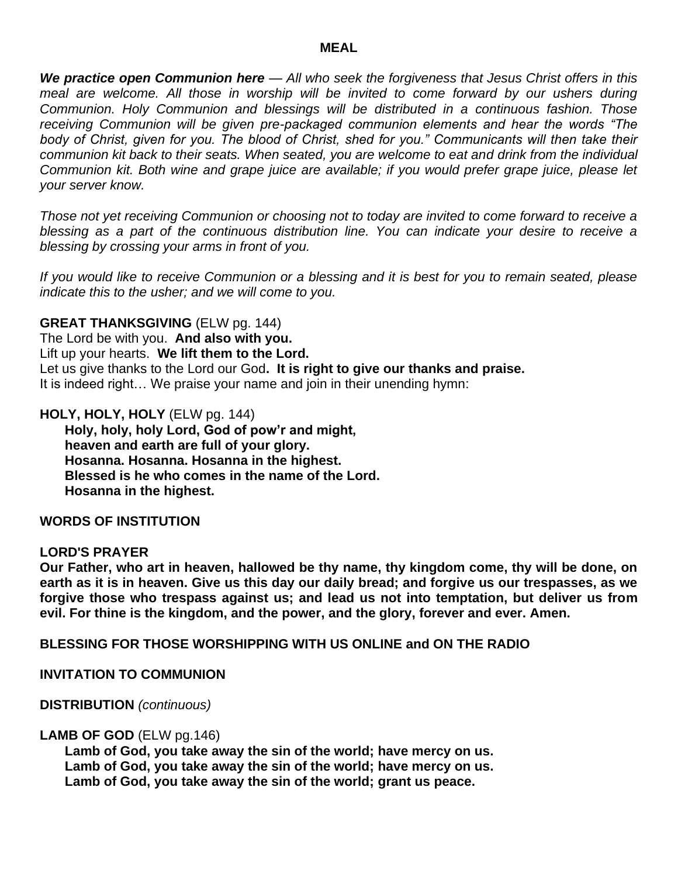## MEAL

***We practice open Communion here*** *— All who seek the forgiveness that Jesus Christ offers in this meal are welcome. All those in worship will be invited to come forward by our ushers during Communion. Holy Communion and blessings will be distributed in a continuous fashion. Those receiving Communion will be given pre-packaged communion elements and hear the words "The body of Christ, given for you. The blood of Christ, shed for you." Communicants will then take their communion kit back to their seats. When seated, you are welcome to eat and drink from the individual Communion kit. Both wine and grape juice are available; if you would prefer grape juice, please let your server know.*

*Those not yet receiving Communion or choosing not to today are invited to come forward to receive a blessing as a part of the continuous distribution line. You can indicate your desire to receive a blessing by crossing your arms in front of you.*

*If you would like to receive Communion or a blessing and it is best for you to remain seated, please indicate this to the usher; and we will come to you.*

**GREAT THANKSGIVING** (ELW pg. 144)
The Lord be with you. **And also with you.**
Lift up your hearts. **We lift them to the Lord.**
Let us give thanks to the Lord our God**. It is right to give our thanks and praise.**
It is indeed right… We praise your name and join in their unending hymn:

**HOLY, HOLY, HOLY** (ELW pg. 144)
**Holy, holy, holy Lord, God of pow'r and might,**
**heaven and earth are full of your glory.**
**Hosanna. Hosanna. Hosanna in the highest.**
**Blessed is he who comes in the name of the Lord.**
**Hosanna in the highest.**

**WORDS OF INSTITUTION**

**LORD'S PRAYER**
**Our Father, who art in heaven, hallowed be thy name, thy kingdom come, thy will be done, on earth as it is in heaven. Give us this day our daily bread; and forgive us our trespasses, as we forgive those who trespass against us; and lead us not into temptation, but deliver us from evil. For thine is the kingdom, and the power, and the glory, forever and ever. Amen.**

**BLESSING FOR THOSE WORSHIPPING WITH US ONLINE and ON THE RADIO**

**INVITATION TO COMMUNION**

**DISTRIBUTION** *(continuous)*

**LAMB OF GOD** (ELW pg.146)
**Lamb of God, you take away the sin of the world; have mercy on us.**
**Lamb of God, you take away the sin of the world; have mercy on us.**
**Lamb of God, you take away the sin of the world; grant us peace.**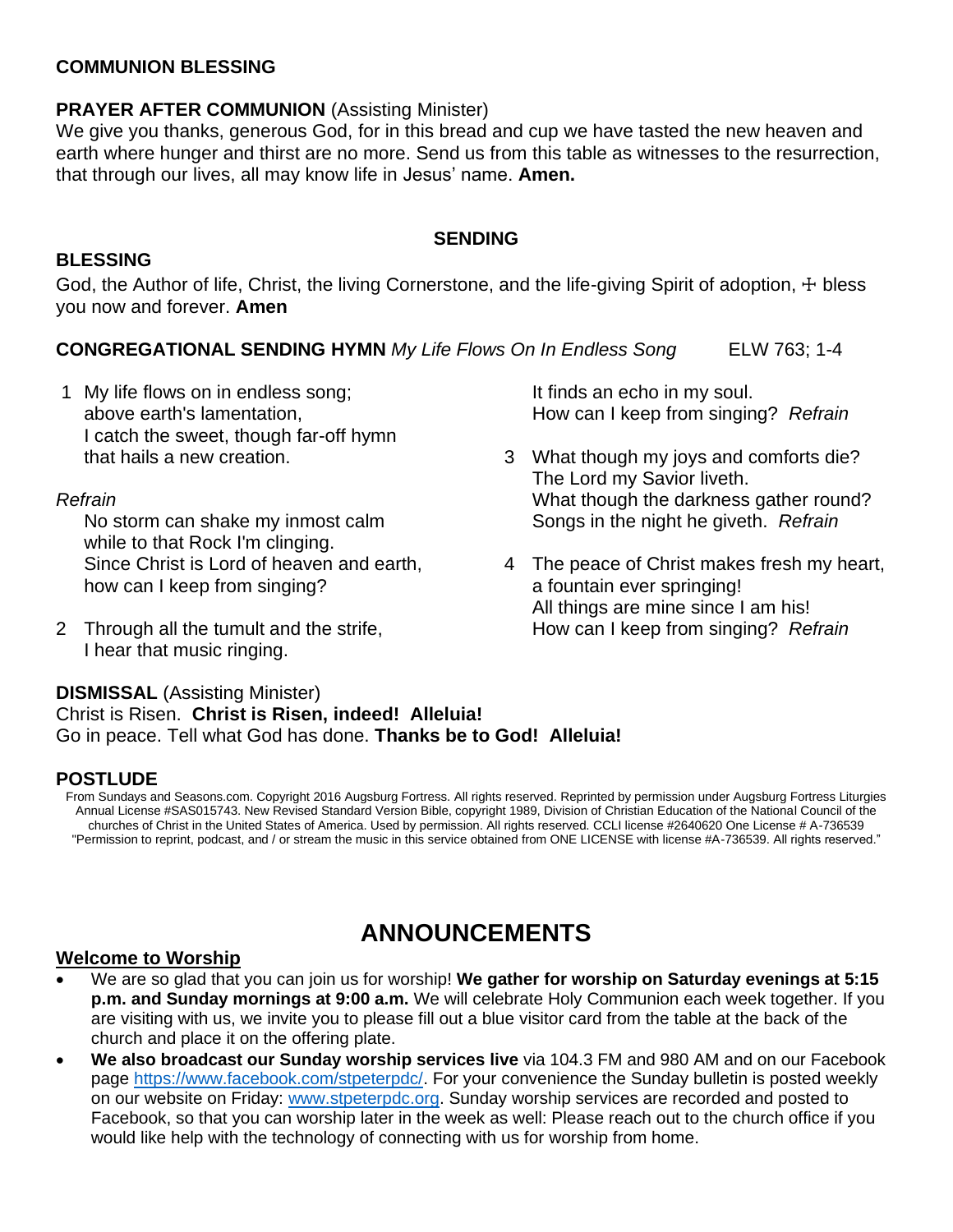**COMMUNION BLESSING**

**PRAYER AFTER COMMUNION** (Assisting Minister)
We give you thanks, generous God, for in this bread and cup we have tasted the new heaven and earth where hunger and thirst are no more. Send us from this table as witnesses to the resurrection, that through our lives, all may know life in Jesus' name. **Amen.**

## SENDING

**BLESSING**
God, the Author of life, Christ, the living Cornerstone, and the life-giving Spirit of adoption, ☩ bless you now and forever. **Amen**

**CONGREGATIONAL SENDING HYMN** *My Life Flows On In Endless Song* ELW 763; 1-4

1 My life flows on in endless song;
above earth's lamentation,
I catch the sweet, though far-off hymn
that hails a new creation.

*Refrain*
No storm can shake my inmost calm
while to that Rock I'm clinging.
Since Christ is Lord of heaven and earth,
how can I keep from singing?

2 Through all the tumult and the strife,
I hear that music ringing.
It finds an echo in my soul.
How can I keep from singing? *Refrain*

3 What though my joys and comforts die?
The Lord my Savior liveth.
What though the darkness gather round?
Songs in the night he giveth. *Refrain*

4 The peace of Christ makes fresh my heart,
a fountain ever springing!
All things are mine since I am his!
How can I keep from singing? *Refrain*

**DISMISSAL** (Assisting Minister)
Christ is Risen. **Christ is Risen, indeed! Alleluia!**
Go in peace. Tell what God has done. **Thanks be to God! Alleluia!**

**POSTLUDE**

From Sundays and Seasons.com. Copyright 2016 Augsburg Fortress. All rights reserved. Reprinted by permission under Augsburg Fortress Liturgies Annual License #SAS015743. New Revised Standard Version Bible, copyright 1989, Division of Christian Education of the National Council of the churches of Christ in the United States of America. Used by permission. All rights reserved. CCLI license #2640620 One License # A-736539 "Permission to reprint, podcast, and / or stream the music in this service obtained from ONE LICENSE with license #A-736539. All rights reserved."

# ANNOUNCEMENTS

**Welcome to Worship**

- We are so glad that you can join us for worship! **We gather for worship on Saturday evenings at 5:15 p.m. and Sunday mornings at 9:00 a.m.** We will celebrate Holy Communion each week together. If you are visiting with us, we invite you to please fill out a blue visitor card from the table at the back of the church and place it on the offering plate.
- **We also broadcast our Sunday worship services live** via 104.3 FM and 980 AM and on our Facebook page https://www.facebook.com/stpeterpdc/. For your convenience the Sunday bulletin is posted weekly on our website on Friday: www.stpeterpdc.org. Sunday worship services are recorded and posted to Facebook, so that you can worship later in the week as well: Please reach out to the church office if you would like help with the technology of connecting with us for worship from home.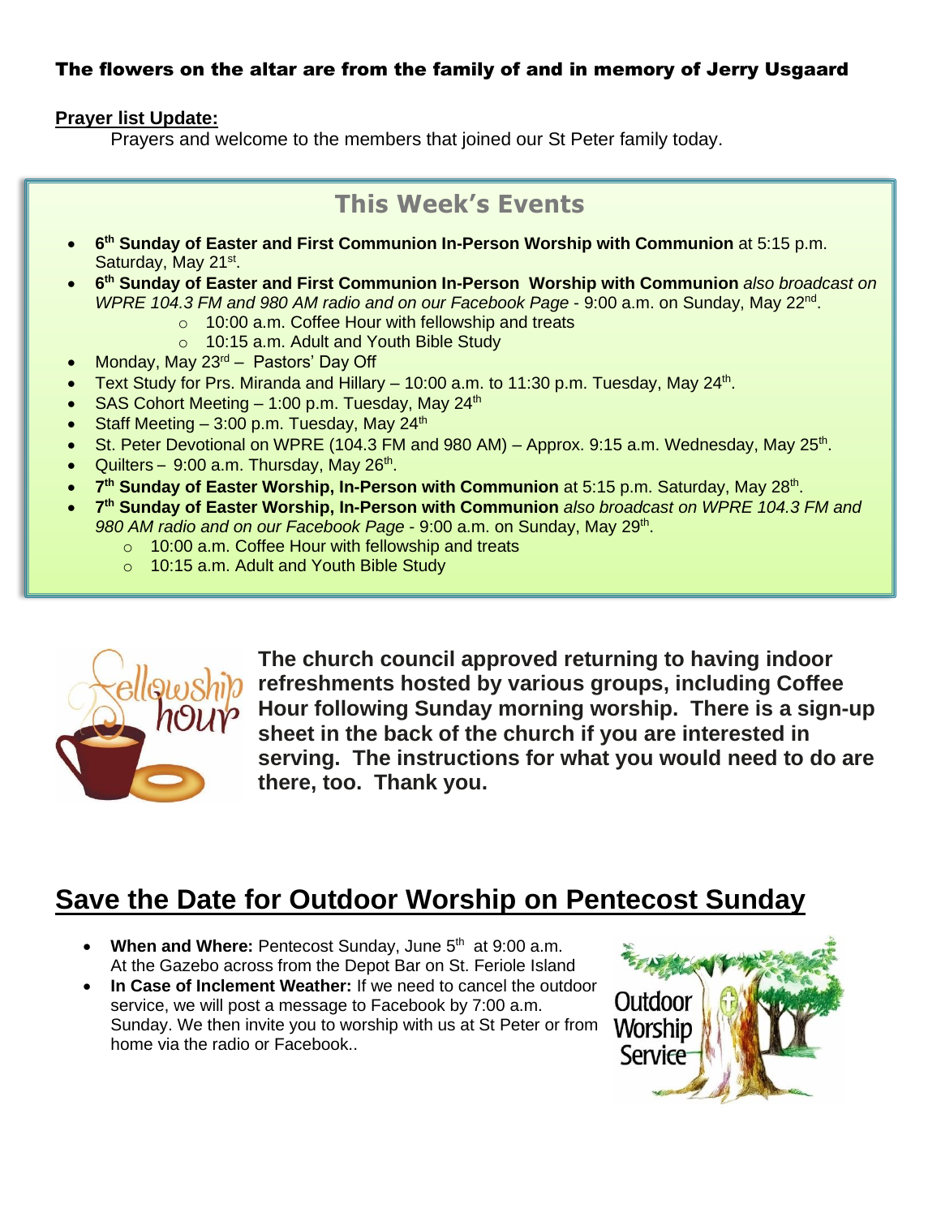**The flowers on the altar are from the family of and in memory of Jerry Usgaard**

**Prayer list Update:**

Prayers and welcome to the members that joined our St Peter family today.

## This Week's Events

- **6th Sunday of Easter and First Communion In-Person Worship with Communion** at 5:15 p.m. Saturday, May 21st.
- **6th Sunday of Easter and First Communion In-Person Worship with Communion** *also broadcast on WPRE 104.3 FM and 980 AM radio and on our Facebook Page* - 9:00 a.m. on Sunday, May 22nd.
  - 10:00 a.m. Coffee Hour with fellowship and treats
  - 10:15 a.m. Adult and Youth Bible Study
- Monday, May 23rd – Pastors' Day Off
- Text Study for Prs. Miranda and Hillary – 10:00 a.m. to 11:30 p.m. Tuesday, May 24th.
- SAS Cohort Meeting – 1:00 p.m. Tuesday, May 24th
- Staff Meeting – 3:00 p.m. Tuesday, May 24th
- St. Peter Devotional on WPRE (104.3 FM and 980 AM) – Approx. 9:15 a.m. Wednesday, May 25th.
- Quilters – 9:00 a.m. Thursday, May 26th.
- **7th Sunday of Easter Worship, In-Person with Communion** at 5:15 p.m. Saturday, May 28th.
- **7th Sunday of Easter Worship, In-Person with Communion** *also broadcast on WPRE 104.3 FM and 980 AM radio and on our Facebook Page* - 9:00 a.m. on Sunday, May 29th.
  - 10:00 a.m. Coffee Hour with fellowship and treats
  - 10:15 a.m. Adult and Youth Bible Study

**The church council approved returning to having indoor refreshments hosted by various groups, including Coffee Hour following Sunday morning worship. There is a sign-up sheet in the back of the church if you are interested in serving. The instructions for what you would need to do are there, too. Thank you.**

## Save the Date for Outdoor Worship on Pentecost Sunday

- **When and Where:** Pentecost Sunday, June 5th at 9:00 a.m. At the Gazebo across from the Depot Bar on St. Feriole Island
- **In Case of Inclement Weather:** If we need to cancel the outdoor service, we will post a message to Facebook by 7:00 a.m. Sunday. We then invite you to worship with us at St Peter or from home via the radio or Facebook..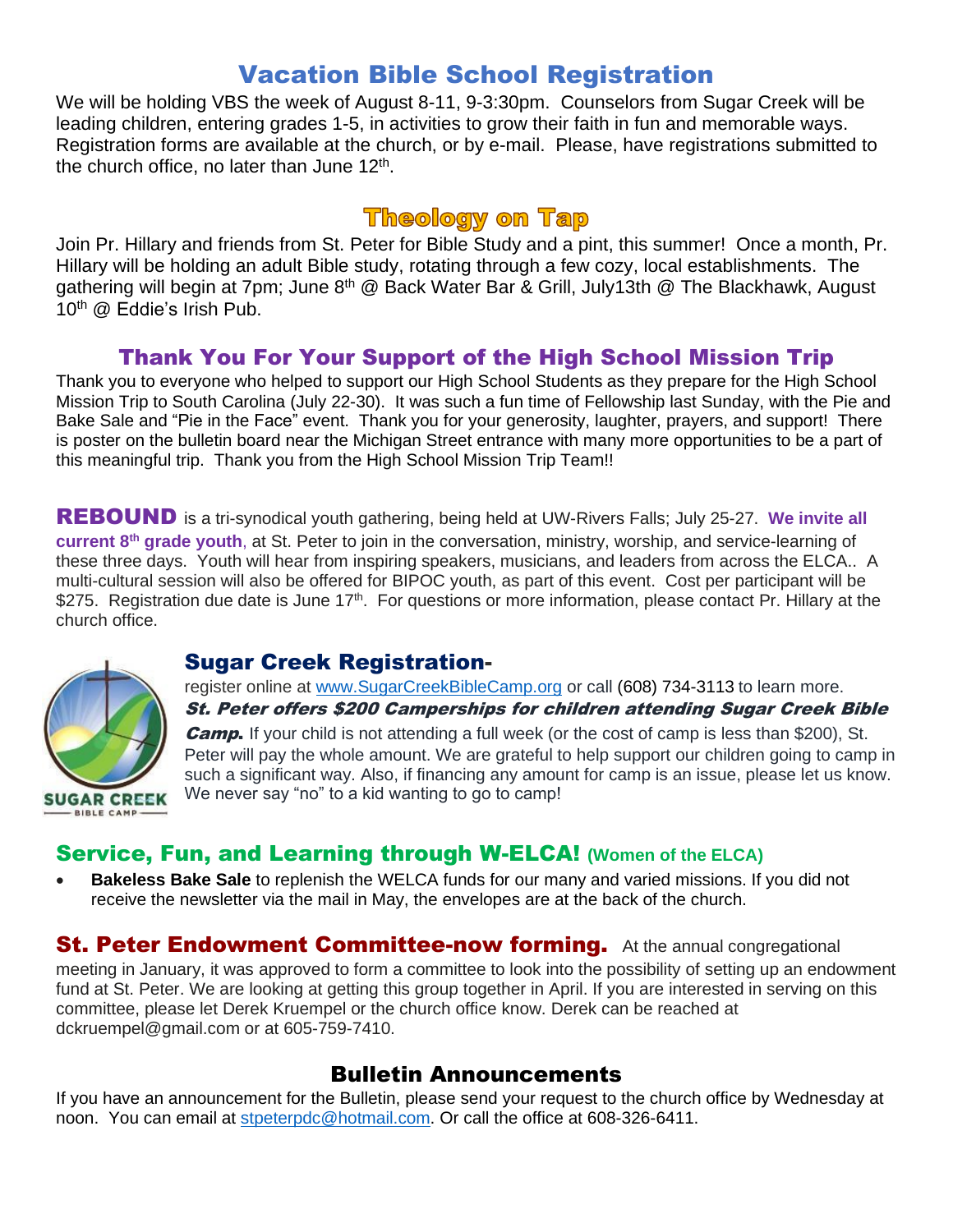## Vacation Bible School Registration

We will be holding VBS the week of August 8-11, 9-3:30pm. Counselors from Sugar Creek will be leading children, entering grades 1-5, in activities to grow their faith in fun and memorable ways. Registration forms are available at the church, or by e-mail. Please, have registrations submitted to the church office, no later than June 12th.

## Theology on Tap

Join Pr. Hillary and friends from St. Peter for Bible Study and a pint, this summer! Once a month, Pr. Hillary will be holding an adult Bible study, rotating through a few cozy, local establishments. The gathering will begin at 7pm; June 8th @ Back Water Bar & Grill, July13th @ The Blackhawk, August 10th @ Eddie's Irish Pub.

## Thank You For Your Support of the High School Mission Trip

Thank you to everyone who helped to support our High School Students as they prepare for the High School Mission Trip to South Carolina (July 22-30). It was such a fun time of Fellowship last Sunday, with the Pie and Bake Sale and "Pie in the Face" event. Thank you for your generosity, laughter, prayers, and support! There is poster on the bulletin board near the Michigan Street entrance with many more opportunities to be a part of this meaningful trip. Thank you from the High School Mission Trip Team!!

**REBOUND** is a tri-synodical youth gathering, being held at UW-Rivers Falls; July 25-27. **We invite all current 8th grade youth**, at St. Peter to join in the conversation, ministry, worship, and service-learning of these three days. Youth will hear from inspiring speakers, musicians, and leaders from across the ELCA.. A multi-cultural session will also be offered for BIPOC youth, as part of this event. Cost per participant will be $275. Registration due date is June 17th. For questions or more information, please contact Pr. Hillary at the church office.

## Sugar Creek Registration-

register online at [www.SugarCreekBibleCamp.org](http://www.SugarCreekBibleCamp.org) or call (608) 734-3113 to learn more. ***St. Peter offers $200 Camperships for children attending Sugar Creek Bible Camp.*** If your child is not attending a full week (or the cost of camp is less than $200), St. Peter will pay the whole amount. We are grateful to help support our children going to camp in such a significant way. Also, if financing any amount for camp is an issue, please let us know. We never say "no" to a kid wanting to go to camp!

## Service, Fun, and Learning through W-ELCA! (Women of the ELCA)

- **Bakeless Bake Sale** to replenish the WELCA funds for our many and varied missions. If you did not receive the newsletter via the mail in May, the envelopes are at the back of the church.

**St. Peter Endowment Committee-now forming.** At the annual congregational meeting in January, it was approved to form a committee to look into the possibility of setting up an endowment fund at St. Peter. We are looking at getting this group together in April. If you are interested in serving on this committee, please let Derek Kruempel or the church office know. Derek can be reached at dckruempel@gmail.com or at 605-759-7410.

## Bulletin Announcements

If you have an announcement for the Bulletin, please send your request to the church office by Wednesday at noon. You can email at [stpeterpdc@hotmail.com](mailto:stpeterpdc@hotmail.com). Or call the office at 608-326-6411.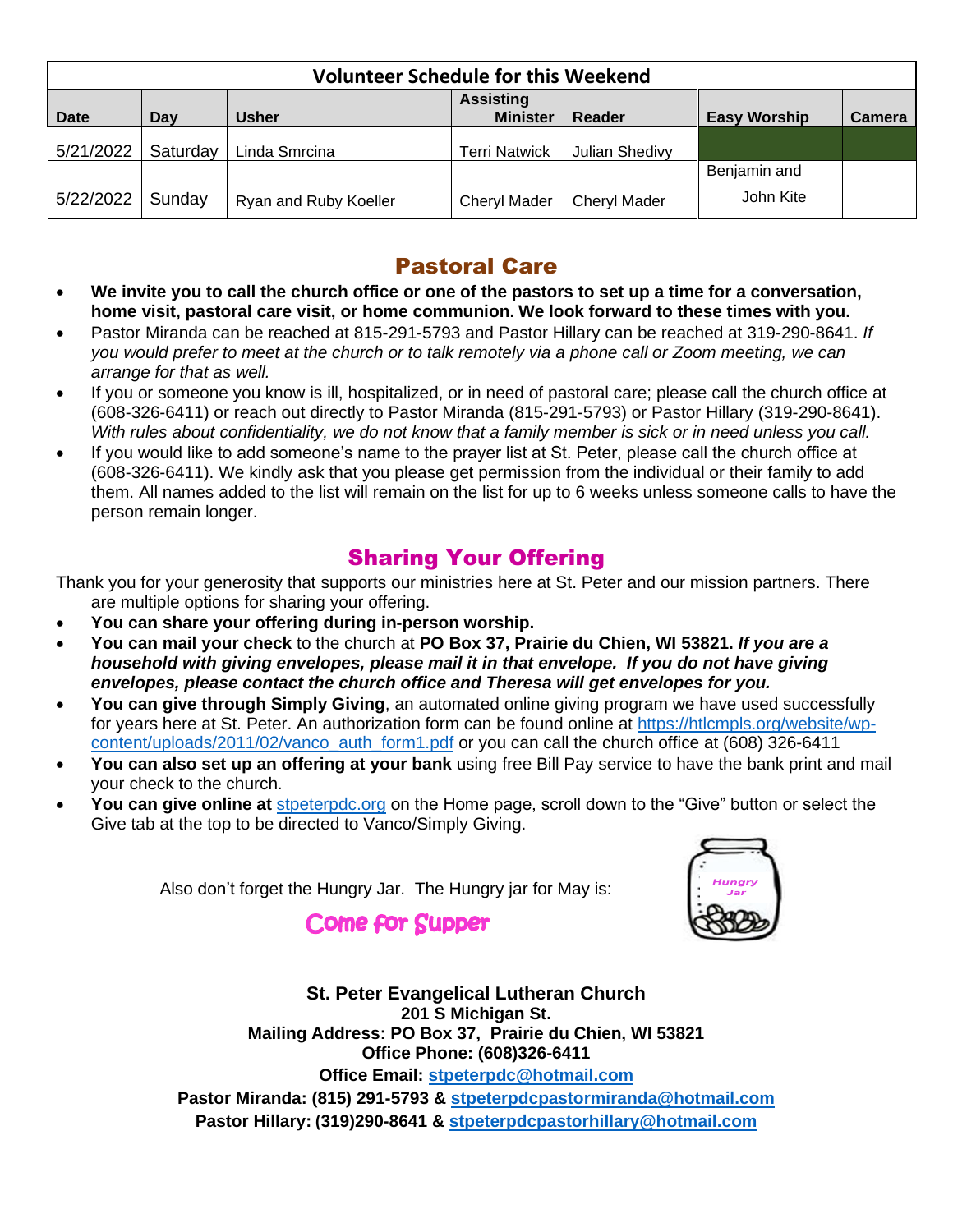| Volunteer Schedule for this Weekend | | | | | | |
|---|---|---|---|---|---|---|
| **Date** | **Day** | **Usher** | **Assisting Minister** | **Reader** | **Easy Worship** | **Camera** |
| 5/21/2022 | Saturday | Linda Smrcina | Terri Natwick | Julian Shedivy | | |
| 5/22/2022 | Sunday | Ryan and Ruby Koeller | Cheryl Mader | Cheryl Mader | Benjamin and John Kite | |

## Pastoral Care

- **We invite you to call the church office or one of the pastors to set up a time for a conversation, home visit, pastoral care visit, or home communion. We look forward to these times with you.**
- Pastor Miranda can be reached at 815-291-5793 and Pastor Hillary can be reached at 319-290-8641. *If you would prefer to meet at the church or to talk remotely via a phone call or Zoom meeting, we can arrange for that as well.*
- If you or someone you know is ill, hospitalized, or in need of pastoral care; please call the church office at (608-326-6411) or reach out directly to Pastor Miranda (815-291-5793) or Pastor Hillary (319-290-8641). *With rules about confidentiality, we do not know that a family member is sick or in need unless you call.*
- If you would like to add someone's name to the prayer list at St. Peter, please call the church office at (608-326-6411). We kindly ask that you please get permission from the individual or their family to add them. All names added to the list will remain on the list for up to 6 weeks unless someone calls to have the person remain longer.

## Sharing Your Offering

Thank you for your generosity that supports our ministries here at St. Peter and our mission partners. There are multiple options for sharing your offering.

- **You can share your offering during in-person worship.**
- **You can mail your check** to the church at **PO Box 37, Prairie du Chien, WI 53821.** ***If you are a household with giving envelopes, please mail it in that envelope. If you do not have giving envelopes, please contact the church office and Theresa will get envelopes for you.***
- **You can give through Simply Giving**, an automated online giving program we have used successfully for years here at St. Peter. An authorization form can be found online at https://htlcmpls.org/website/wp-content/uploads/2011/02/vanco_auth_form1.pdf or you can call the church office at (608) 326-6411
- **You can also set up an offering at your bank** using free Bill Pay service to have the bank print and mail your check to the church.
- **You can give online at** stpeterpdc.org on the Home page, scroll down to the "Give" button or select the Give tab at the top to be directed to Vanco/Simply Giving.

Also don't forget the Hungry Jar. The Hungry jar for May is:

Hungry Jar

**Come for Supper**

**St. Peter Evangelical Lutheran Church**
**201 S Michigan St.**
**Mailing Address: PO Box 37, Prairie du Chien, WI 53821**
**Office Phone: (608)326-6411**
**Office Email: stpeterpdc@hotmail.com**
**Pastor Miranda: (815) 291-5793 & stpeterpdcpastormiranda@hotmail.com**
**Pastor Hillary: (319)290-8641 & stpeterpdcpastorhillary@hotmail.com**